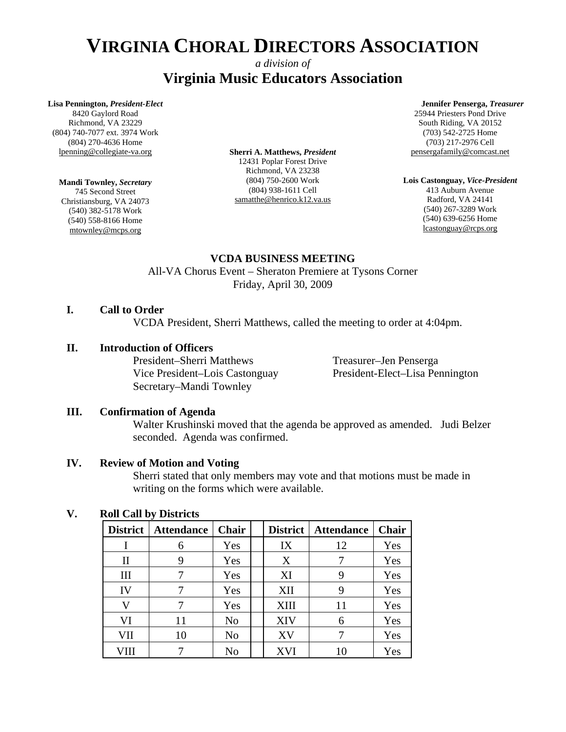# VIRGINIA CHORAL DIRECTORS ASSOCIATION

*a division of*

## Virginia Music Educators Association

**Lisa Pennington, *President-Elect***
8420 Gaylord Road
Richmond, VA 23229
(804) 740-7077 ext. 3974 Work
(804) 270-4636 Home
lpenning@collegiate-va.org

**Mandi Townley, *Secretary***
745 Second Street
Christiansburg, VA 24073
(540) 382-5178 Work
(540) 558-8166 Home
mtownley@mcps.org

**Sherri A. Matthews, *President***
12431 Poplar Forest Drive
Richmond, VA 23238
(804) 750-2600 Work
(804) 938-1611 Cell
samatthe@henrico.k12.va.us

**Jennifer Penserga, *Treasurer***
25944 Priesters Pond Drive
South Riding, VA 20152
(703) 542-2725 Home
(703) 217-2976 Cell
pensergafamily@comcast.net

**Lois Castonguay, *Vice-President***
413 Auburn Avenue
Radford, VA 24141
(540) 267-3289 Work
(540) 639-6256 Home
lcastonguay@rcps.org

**VCDA BUSINESS MEETING**

All-VA Chorus Event – Sheraton Premiere at Tysons Corner
Friday, April 30, 2009

**I. Call to Order**

VCDA President, Sherri Matthews, called the meeting to order at 4:04pm.

**II. Introduction of Officers**

President–Sherri Matthews
Vice President–Lois Castonguay
Secretary–Mandi Townley
Treasurer–Jen Penserga
President-Elect–Lisa Pennington

**III. Confirmation of Agenda**

Walter Krushinski moved that the agenda be approved as amended. Judi Belzer seconded. Agenda was confirmed.

**IV. Review of Motion and Voting**

Sherri stated that only members may vote and that motions must be made in writing on the forms which were available.

**V. Roll Call by Districts**

| District | Attendance | Chair | | District | Attendance | Chair |
|---|---|---|---|---|---|---|
| I | 6 | Yes | | IX | 12 | Yes |
| II | 9 | Yes | | X | 7 | Yes |
| III | 7 | Yes | | XI | 9 | Yes |
| IV | 7 | Yes | | XII | 9 | Yes |
| V | 7 | Yes | | XIII | 11 | Yes |
| VI | 11 | No | | XIV | 6 | Yes |
| VII | 10 | No | | XV | 7 | Yes |
| VIII | 7 | No | | XVI | 10 | Yes |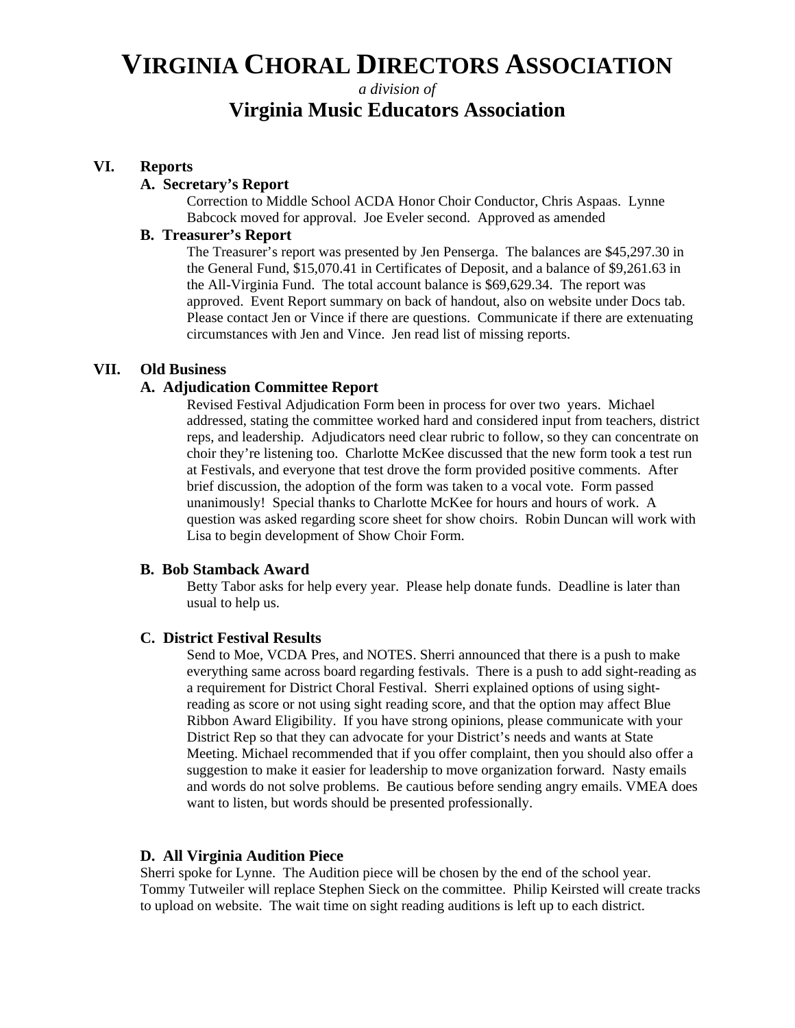# VIRGINIA CHORAL DIRECTORS ASSOCIATION

*a division of*

## Virginia Music Educators Association

**VI. Reports**

**A. Secretary's Report**

Correction to Middle School ACDA Honor Choir Conductor, Chris Aspaas. Lynne Babcock moved for approval. Joe Eveler second. Approved as amended

**B. Treasurer's Report**

The Treasurer's report was presented by Jen Penserga. The balances are $45,297.30 in the General Fund, $15,070.41 in Certificates of Deposit, and a balance of $9,261.63 in the All-Virginia Fund. The total account balance is $69,629.34. The report was approved. Event Report summary on back of handout, also on website under Docs tab. Please contact Jen or Vince if there are questions. Communicate if there are extenuating circumstances with Jen and Vince. Jen read list of missing reports.

**VII. Old Business**

**A. Adjudication Committee Report**

Revised Festival Adjudication Form been in process for over two years. Michael addressed, stating the committee worked hard and considered input from teachers, district reps, and leadership. Adjudicators need clear rubric to follow, so they can concentrate on choir they're listening too. Charlotte McKee discussed that the new form took a test run at Festivals, and everyone that test drove the form provided positive comments. After brief discussion, the adoption of the form was taken to a vocal vote. Form passed unanimously! Special thanks to Charlotte McKee for hours and hours of work. A question was asked regarding score sheet for show choirs. Robin Duncan will work with Lisa to begin development of Show Choir Form.

**B. Bob Stamback Award**

Betty Tabor asks for help every year. Please help donate funds. Deadline is later than usual to help us.

**C. District Festival Results**

Send to Moe, VCDA Pres, and NOTES. Sherri announced that there is a push to make everything same across board regarding festivals. There is a push to add sight-reading as a requirement for District Choral Festival. Sherri explained options of using sight-reading as score or not using sight reading score, and that the option may affect Blue Ribbon Award Eligibility. If you have strong opinions, please communicate with your District Rep so that they can advocate for your District's needs and wants at State Meeting. Michael recommended that if you offer complaint, then you should also offer a suggestion to make it easier for leadership to move organization forward. Nasty emails and words do not solve problems. Be cautious before sending angry emails. VMEA does want to listen, but words should be presented professionally.

**D. All Virginia Audition Piece**

Sherri spoke for Lynne. The Audition piece will be chosen by the end of the school year. Tommy Tutweiler will replace Stephen Sieck on the committee. Philip Keirsted will create tracks to upload on website. The wait time on sight reading auditions is left up to each district.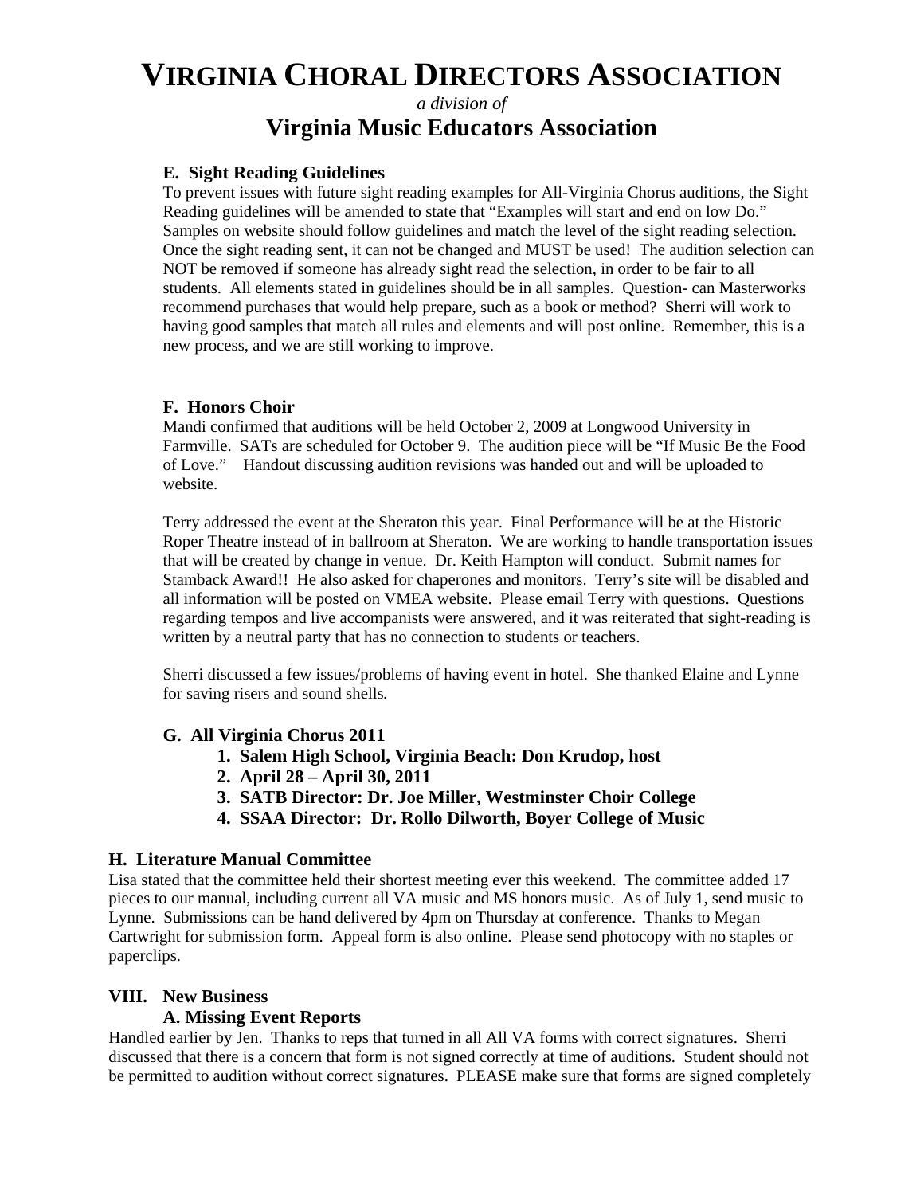# VIRGINIA CHORAL DIRECTORS ASSOCIATION

*a division of*

## Virginia Music Educators Association

### E. Sight Reading Guidelines

To prevent issues with future sight reading examples for All-Virginia Chorus auditions, the Sight Reading guidelines will be amended to state that "Examples will start and end on low Do." Samples on website should follow guidelines and match the level of the sight reading selection. Once the sight reading sent, it can not be changed and MUST be used! The audition selection can NOT be removed if someone has already sight read the selection, in order to be fair to all students. All elements stated in guidelines should be in all samples. Question- can Masterworks recommend purchases that would help prepare, such as a book or method? Sherri will work to having good samples that match all rules and elements and will post online. Remember, this is a new process, and we are still working to improve.

### F. Honors Choir

Mandi confirmed that auditions will be held October 2, 2009 at Longwood University in Farmville. SATs are scheduled for October 9. The audition piece will be "If Music Be the Food of Love." Handout discussing audition revisions was handed out and will be uploaded to website.

Terry addressed the event at the Sheraton this year. Final Performance will be at the Historic Roper Theatre instead of in ballroom at Sheraton. We are working to handle transportation issues that will be created by change in venue. Dr. Keith Hampton will conduct. Submit names for Stamback Award!! He also asked for chaperones and monitors. Terry's site will be disabled and all information will be posted on VMEA website. Please email Terry with questions. Questions regarding tempos and live accompanists were answered, and it was reiterated that sight-reading is written by a neutral party that has no connection to students or teachers.

Sherri discussed a few issues/problems of having event in hotel. She thanked Elaine and Lynne for saving risers and sound shells.

### G. All Virginia Chorus 2011

1. **Salem High School, Virginia Beach: Don Krudop, host**
2. **April 28 – April 30, 2011**
3. **SATB Director: Dr. Joe Miller, Westminster Choir College**
4. **SSAA Director: Dr. Rollo Dilworth, Boyer College of Music**

### H. Literature Manual Committee

Lisa stated that the committee held their shortest meeting ever this weekend. The committee added 17 pieces to our manual, including current all VA music and MS honors music. As of July 1, send music to Lynne. Submissions can be hand delivered by 4pm on Thursday at conference. Thanks to Megan Cartwright for submission form. Appeal form is also online. Please send photocopy with no staples or paperclips.

## VIII. New Business

### A. Missing Event Reports

Handled earlier by Jen. Thanks to reps that turned in all All VA forms with correct signatures. Sherri discussed that there is a concern that form is not signed correctly at time of auditions. Student should not be permitted to audition without correct signatures. PLEASE make sure that forms are signed completely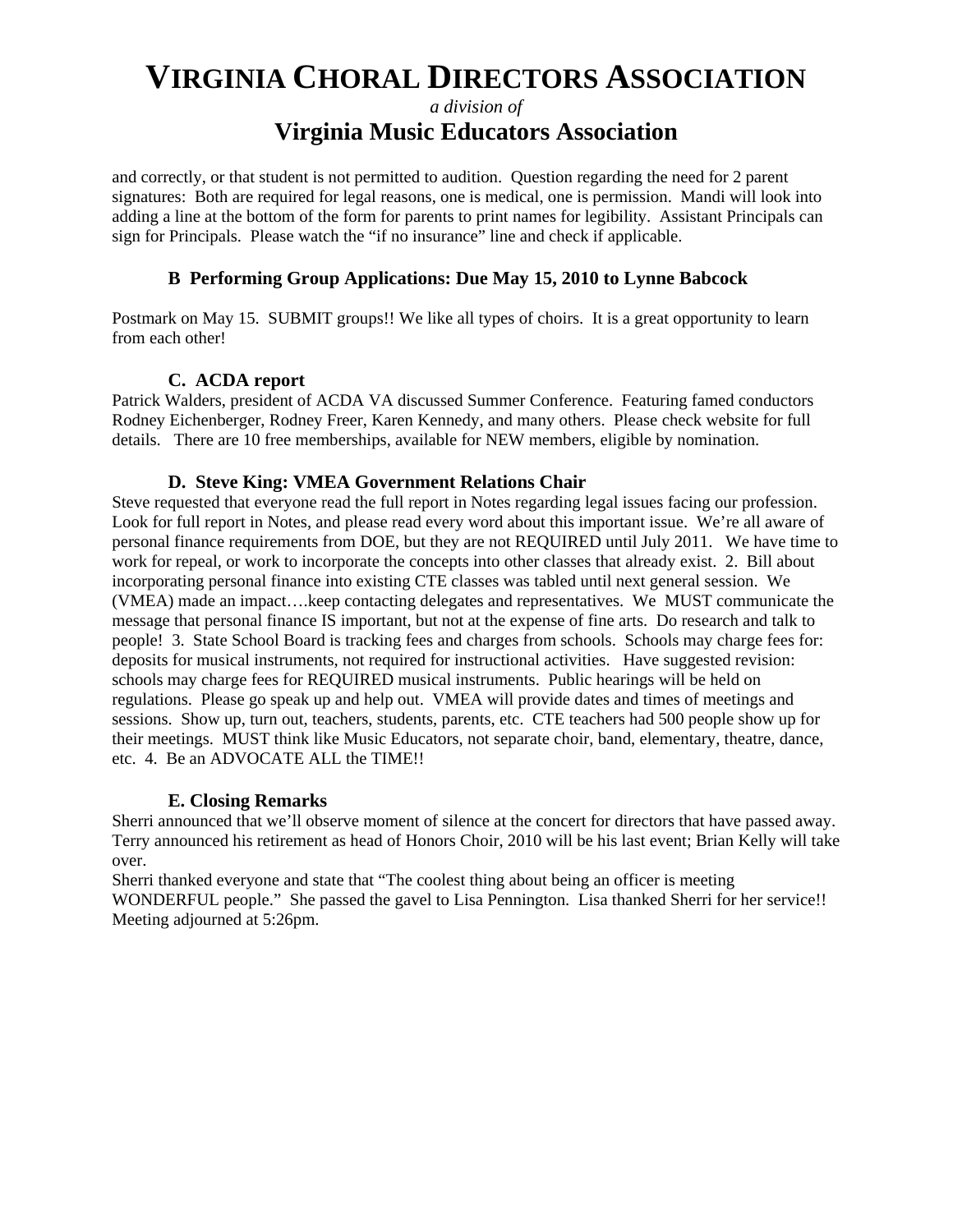and correctly, or that student is not permitted to audition. Question regarding the need for 2 parent signatures: Both are required for legal reasons, one is medical, one is permission. Mandi will look into adding a line at the bottom of the form for parents to print names for legibility. Assistant Principals can sign for Principals. Please watch the "if no insurance" line and check if applicable.

### B Performing Group Applications: Due May 15, 2010 to Lynne Babcock

Postmark on May 15. SUBMIT groups!! We like all types of choirs. It is a great opportunity to learn from each other!

### C. ACDA report

Patrick Walders, president of ACDA VA discussed Summer Conference. Featuring famed conductors Rodney Eichenberger, Rodney Freer, Karen Kennedy, and many others. Please check website for full details. There are 10 free memberships, available for NEW members, eligible by nomination.

### D. Steve King: VMEA Government Relations Chair

Steve requested that everyone read the full report in Notes regarding legal issues facing our profession. Look for full report in Notes, and please read every word about this important issue. We're all aware of personal finance requirements from DOE, but they are not REQUIRED until July 2011. We have time to work for repeal, or work to incorporate the concepts into other classes that already exist. 2. Bill about incorporating personal finance into existing CTE classes was tabled until next general session. We (VMEA) made an impact….keep contacting delegates and representatives. We MUST communicate the message that personal finance IS important, but not at the expense of fine arts. Do research and talk to people! 3. State School Board is tracking fees and charges from schools. Schools may charge fees for: deposits for musical instruments, not required for instructional activities. Have suggested revision: schools may charge fees for REQUIRED musical instruments. Public hearings will be held on regulations. Please go speak up and help out. VMEA will provide dates and times of meetings and sessions. Show up, turn out, teachers, students, parents, etc. CTE teachers had 500 people show up for their meetings. MUST think like Music Educators, not separate choir, band, elementary, theatre, dance, etc. 4. Be an ADVOCATE ALL the TIME!!

### E. Closing Remarks

Sherri announced that we'll observe moment of silence at the concert for directors that have passed away. Terry announced his retirement as head of Honors Choir, 2010 will be his last event; Brian Kelly will take over.

Sherri thanked everyone and state that "The coolest thing about being an officer is meeting WONDERFUL people." She passed the gavel to Lisa Pennington. Lisa thanked Sherri for her service!! Meeting adjourned at 5:26pm.